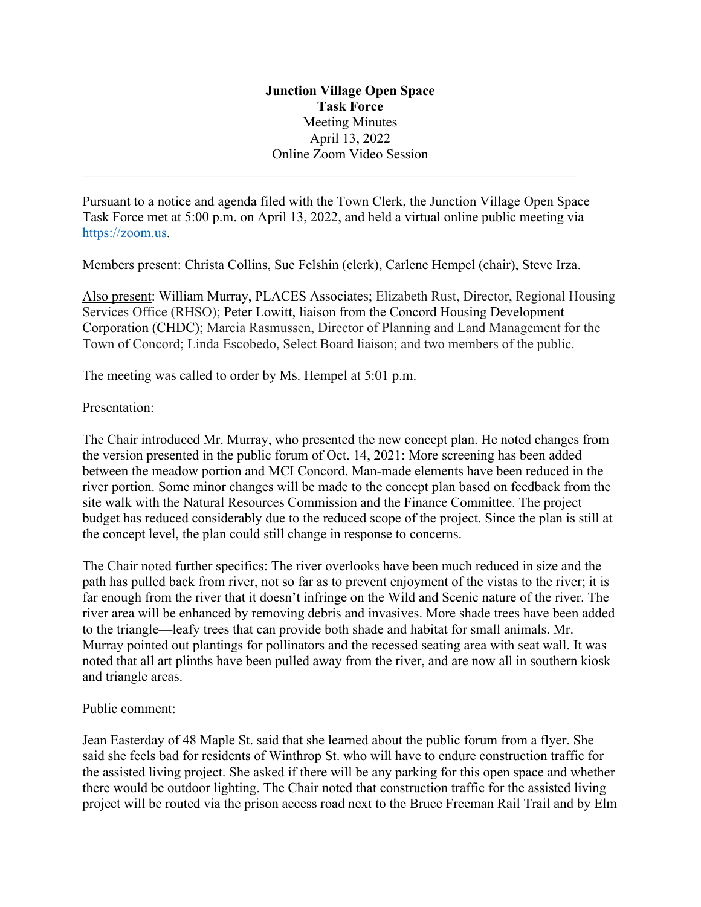**Junction Village Open Space**
**Task Force**
Meeting Minutes
April 13, 2022
Online Zoom Video Session

---

Pursuant to a notice and agenda filed with the Town Clerk, the Junction Village Open Space Task Force met at 5:00 p.m. on April 13, 2022, and held a virtual online public meeting via https://zoom.us.

Members present: Christa Collins, Sue Felshin (clerk), Carlene Hempel (chair), Steve Irza.

Also present: William Murray, PLACES Associates; Elizabeth Rust, Director, Regional Housing Services Office (RHSO); Peter Lowitt, liaison from the Concord Housing Development Corporation (CHDC); Marcia Rasmussen, Director of Planning and Land Management for the Town of Concord; Linda Escobedo, Select Board liaison; and two members of the public.

The meeting was called to order by Ms. Hempel at 5:01 p.m.

Presentation:

The Chair introduced Mr. Murray, who presented the new concept plan. He noted changes from the version presented in the public forum of Oct. 14, 2021: More screening has been added between the meadow portion and MCI Concord. Man-made elements have been reduced in the river portion. Some minor changes will be made to the concept plan based on feedback from the site walk with the Natural Resources Commission and the Finance Committee. The project budget has reduced considerably due to the reduced scope of the project. Since the plan is still at the concept level, the plan could still change in response to concerns.

The Chair noted further specifics: The river overlooks have been much reduced in size and the path has pulled back from river, not so far as to prevent enjoyment of the vistas to the river; it is far enough from the river that it doesn't infringe on the Wild and Scenic nature of the river. The river area will be enhanced by removing debris and invasives. More shade trees have been added to the triangle—leafy trees that can provide both shade and habitat for small animals. Mr. Murray pointed out plantings for pollinators and the recessed seating area with seat wall. It was noted that all art plinths have been pulled away from the river, and are now all in southern kiosk and triangle areas.

Public comment:

Jean Easterday of 48 Maple St. said that she learned about the public forum from a flyer. She said she feels bad for residents of Winthrop St. who will have to endure construction traffic for the assisted living project. She asked if there will be any parking for this open space and whether there would be outdoor lighting. The Chair noted that construction traffic for the assisted living project will be routed via the prison access road next to the Bruce Freeman Rail Trail and by Elm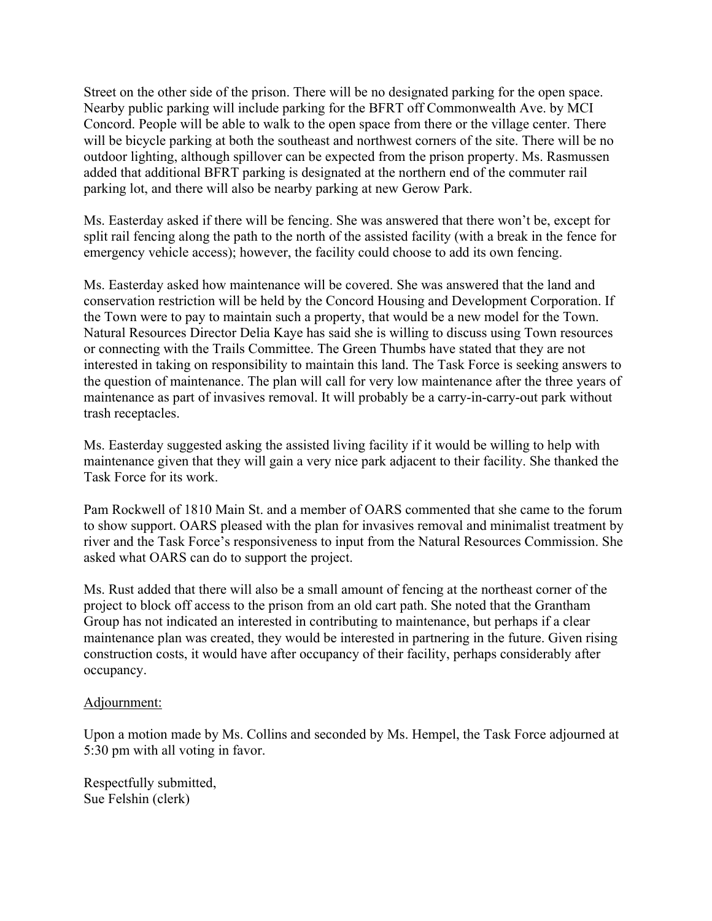Street on the other side of the prison. There will be no designated parking for the open space. Nearby public parking will include parking for the BFRT off Commonwealth Ave. by MCI Concord. People will be able to walk to the open space from there or the village center. There will be bicycle parking at both the southeast and northwest corners of the site. There will be no outdoor lighting, although spillover can be expected from the prison property. Ms. Rasmussen added that additional BFRT parking is designated at the northern end of the commuter rail parking lot, and there will also be nearby parking at new Gerow Park.

Ms. Easterday asked if there will be fencing. She was answered that there won't be, except for split rail fencing along the path to the north of the assisted facility (with a break in the fence for emergency vehicle access); however, the facility could choose to add its own fencing.

Ms. Easterday asked how maintenance will be covered. She was answered that the land and conservation restriction will be held by the Concord Housing and Development Corporation. If the Town were to pay to maintain such a property, that would be a new model for the Town. Natural Resources Director Delia Kaye has said she is willing to discuss using Town resources or connecting with the Trails Committee. The Green Thumbs have stated that they are not interested in taking on responsibility to maintain this land. The Task Force is seeking answers to the question of maintenance. The plan will call for very low maintenance after the three years of maintenance as part of invasives removal. It will probably be a carry-in-carry-out park without trash receptacles.

Ms. Easterday suggested asking the assisted living facility if it would be willing to help with maintenance given that they will gain a very nice park adjacent to their facility. She thanked the Task Force for its work.

Pam Rockwell of 1810 Main St. and a member of OARS commented that she came to the forum to show support. OARS pleased with the plan for invasives removal and minimalist treatment by river and the Task Force's responsiveness to input from the Natural Resources Commission. She asked what OARS can do to support the project.

Ms. Rust added that there will also be a small amount of fencing at the northeast corner of the project to block off access to the prison from an old cart path. She noted that the Grantham Group has not indicated an interested in contributing to maintenance, but perhaps if a clear maintenance plan was created, they would be interested in partnering in the future. Given rising construction costs, it would have after occupancy of their facility, perhaps considerably after occupancy.

Adjournment:

Upon a motion made by Ms. Collins and seconded by Ms. Hempel, the Task Force adjourned at 5:30 pm with all voting in favor.

Respectfully submitted,
Sue Felshin (clerk)